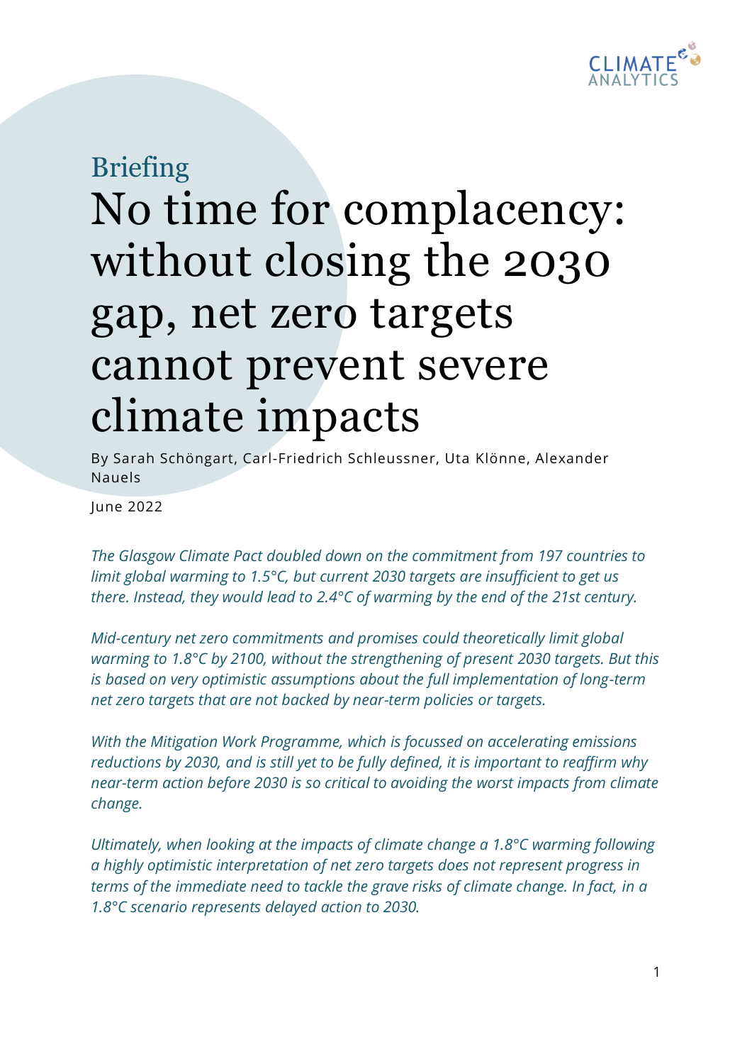Briefing

# No time for complacency: without closing the 2030 gap, net zero targets cannot prevent severe climate impacts

By Sarah Schöngart, Carl-Friedrich Schleussner, Uta Klönne, Alexander Nauels

June 2022

*The Glasgow Climate Pact doubled down on the commitment from 197 countries to limit global warming to 1.5°C, but current 2030 targets are insufficient to get us there. Instead, they would lead to 2.4°C of warming by the end of the 21st century.*

*Mid-century net zero commitments and promises could theoretically limit global warming to 1.8°C by 2100, without the strengthening of present 2030 targets. But this is based on very optimistic assumptions about the full implementation of long-term net zero targets that are not backed by near-term policies or targets.*

*With the Mitigation Work Programme, which is focussed on accelerating emissions reductions by 2030, and is still yet to be fully defined, it is important to reaffirm why near-term action before 2030 is so critical to avoiding the worst impacts from climate change.*

*Ultimately, when looking at the impacts of climate change a 1.8°C warming following a highly optimistic interpretation of net zero targets does not represent progress in terms of the immediate need to tackle the grave risks of climate change. In fact, in a 1.8°C scenario represents delayed action to 2030.*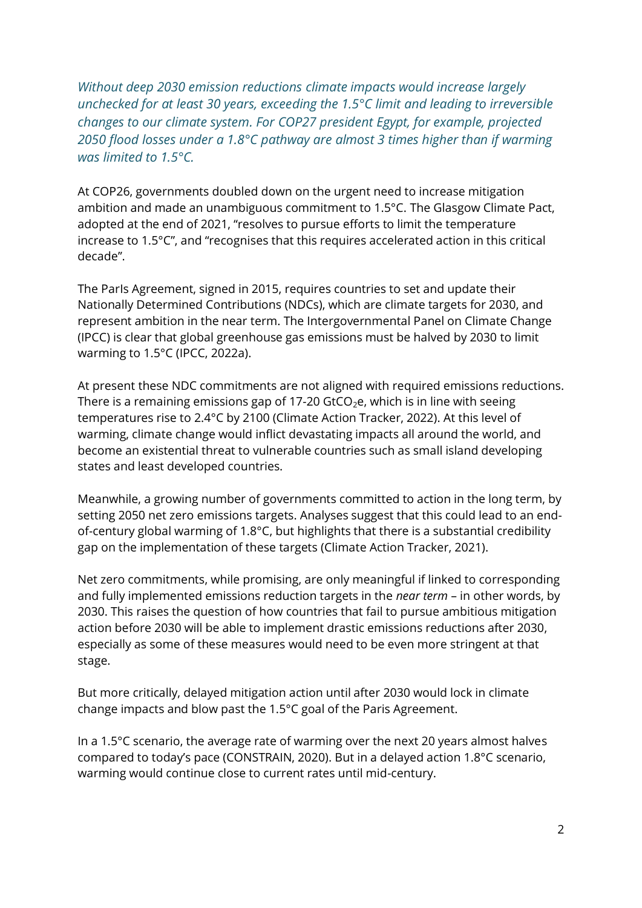*Without deep 2030 emission reductions climate impacts would increase largely unchecked for at least 30 years, exceeding the 1.5°C limit and leading to irreversible changes to our climate system. For COP27 president Egypt, for example, projected 2050 flood losses under a 1.8°C pathway are almost 3 times higher than if warming was limited to 1.5°C.*

At COP26, governments doubled down on the urgent need to increase mitigation ambition and made an unambiguous commitment to 1.5°C. The Glasgow Climate Pact, adopted at the end of 2021, "resolves to pursue efforts to limit the temperature increase to 1.5°C", and "recognises that this requires accelerated action in this critical decade".

The ParIs Agreement, signed in 2015, requires countries to set and update their Nationally Determined Contributions (NDCs), which are climate targets for 2030, and represent ambition in the near term. The Intergovernmental Panel on Climate Change (IPCC) is clear that global greenhouse gas emissions must be halved by 2030 to limit warming to 1.5°C (IPCC, 2022a).

At present these NDC commitments are not aligned with required emissions reductions. There is a remaining emissions gap of 17-20 $GtCO_2e$, which is in line with seeing temperatures rise to 2.4°C by 2100 (Climate Action Tracker, 2022). At this level of warming, climate change would inflict devastating impacts all around the world, and become an existential threat to vulnerable countries such as small island developing states and least developed countries.

Meanwhile, a growing number of governments committed to action in the long term, by setting 2050 net zero emissions targets. Analyses suggest that this could lead to an end-of-century global warming of 1.8°C, but highlights that there is a substantial credibility gap on the implementation of these targets (Climate Action Tracker, 2021).

Net zero commitments, while promising, are only meaningful if linked to corresponding and fully implemented emissions reduction targets in the *near term* – in other words, by 2030. This raises the question of how countries that fail to pursue ambitious mitigation action before 2030 will be able to implement drastic emissions reductions after 2030, especially as some of these measures would need to be even more stringent at that stage.

But more critically, delayed mitigation action until after 2030 would lock in climate change impacts and blow past the 1.5°C goal of the Paris Agreement.

In a 1.5°C scenario, the average rate of warming over the next 20 years almost halves compared to today's pace (CONSTRAIN, 2020). But in a delayed action 1.8°C scenario, warming would continue close to current rates until mid-century.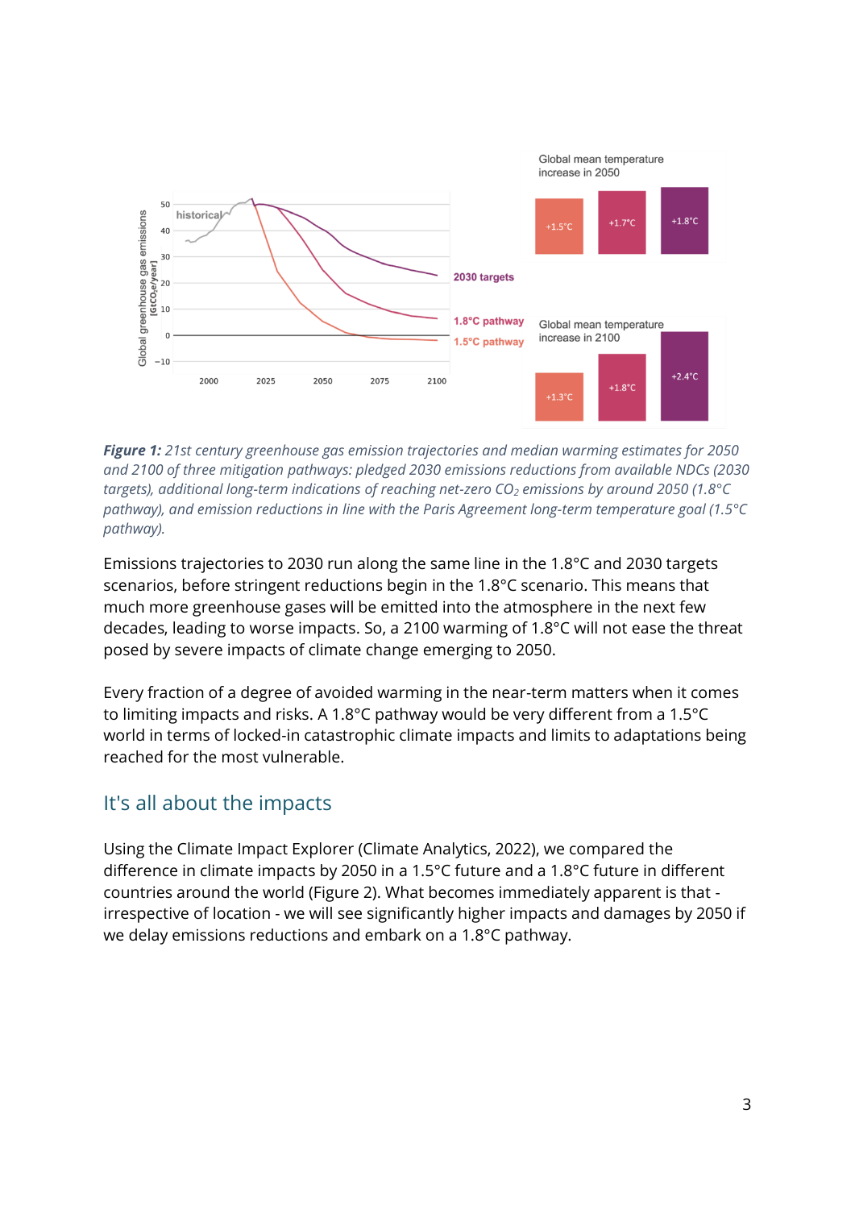***Figure 1:*** *21st century greenhouse gas emission trajectories and median warming estimates for 2050 and 2100 of three mitigation pathways: pledged 2030 emissions reductions from available NDCs (2030 targets), additional long-term indications of reaching net-zero $CO_2$ emissions by around 2050 (1.8°C pathway), and emission reductions in line with the Paris Agreement long-term temperature goal (1.5°C pathway).*

Emissions trajectories to 2030 run along the same line in the 1.8°C and 2030 targets scenarios, before stringent reductions begin in the 1.8°C scenario. This means that much more greenhouse gases will be emitted into the atmosphere in the next few decades, leading to worse impacts. So, a 2100 warming of 1.8°C will not ease the threat posed by severe impacts of climate change emerging to 2050.

Every fraction of a degree of avoided warming in the near-term matters when it comes to limiting impacts and risks. A 1.8°C pathway would be very different from a 1.5°C world in terms of locked-in catastrophic climate impacts and limits to adaptations being reached for the most vulnerable.

## It's all about the impacts

Using the Climate Impact Explorer (Climate Analytics, 2022), we compared the difference in climate impacts by 2050 in a 1.5°C future and a 1.8°C future in different countries around the world (Figure 2). What becomes immediately apparent is that - irrespective of location - we will see significantly higher impacts and damages by 2050 if we delay emissions reductions and embark on a 1.8°C pathway.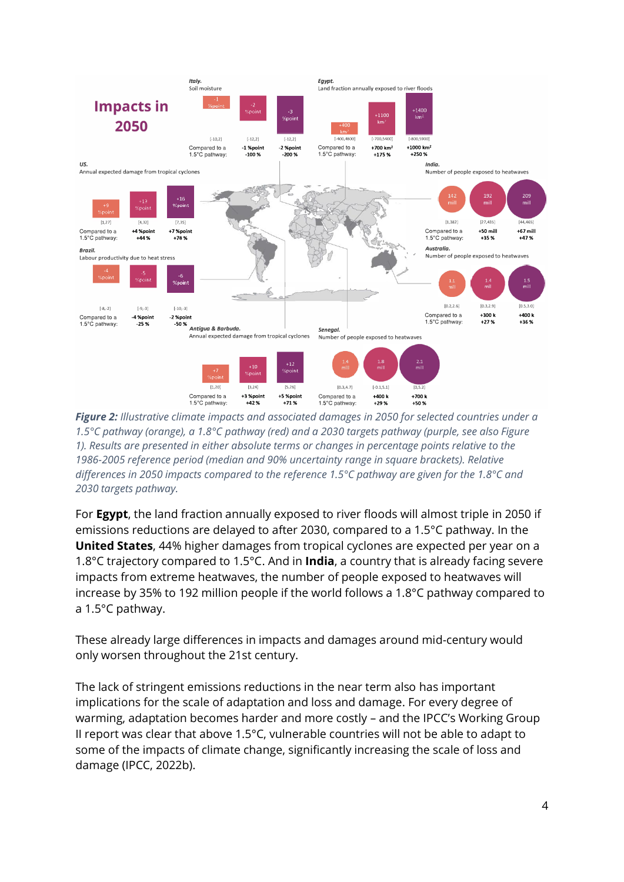**Impacts in 2050**

**Italy.** Soil moisture

| | 1.5°C pathway | 1.8°C pathway | 2030 targets pathway |
|---|---|---|---|
| Value | -1 %point | -2 %point | -3 %point |
| Range | [-10,2] | [-12,2] | [-12,2] |
| Compared to a 1.5°C pathway: | | -1 %point -100 % | -2 %point -200 % |

**Egypt.** Land fraction annually exposed to river floods

| | 1.5°C pathway | 1.8°C pathway | 2030 targets pathway |
|---|---|---|---|
| Value | +400 km² | +1100 km² | +1400 km² |
| Range | [-400,4800] | [-700,5400] | [-800,5900] |
| Compared to a 1.5°C pathway: | | +700 km² +175 % | +1000 km² +250 % |

**US.** Annual expected damage from tropical cyclones

| | 1.5°C pathway | 1.8°C pathway | 2030 targets pathway |
|---|---|---|---|
| Value | +9 %point | +13 %point | +16 %point |
| Range | [1,27] | [4,32] | [7,35] |
| Compared to a 1.5°C pathway: | | +4 %point +44 % | +7 %point +78 % |

**India.** Number of people exposed to heatwaves

| | 1.5°C pathway | 1.8°C pathway | 2030 targets pathway |
|---|---|---|---|
| Value | 142 mill | 192 mill | 209 mill |
| Range | [1,382] | [27,435] | [44,465] |
| Compared to a 1.5°C pathway: | | +50 mill +35 % | +67 mill +47 % |

**Brazil.** Labour productivity due to heat stress

| | 1.5°C pathway | 1.8°C pathway | 2030 targets pathway |
|---|---|---|---|
| Value | -4 %point | -5 %point | -6 %point |
| Range | [-8,-2] | [-9,-3] | [-10,-3] |
| Compared to a 1.5°C pathway: | | -4 %point -25 % | -2 %point -50 % |

**Australia.** Number of people exposed to heatwaves

| | 1.5°C pathway | 1.8°C pathway | 2030 targets pathway |
|---|---|---|---|
| Value | 1.1 mill | 1.4 mill | 1.5 mill |
| Range | [0.2,2.6] | [0.3,2.9] | [0.5,3.0] |
| Compared to a 1.5°C pathway: | | +300 k +27 % | +400 k +36 % |

**Antigua & Barbuda.** Annual expected damage from tropical cyclones

| | 1.5°C pathway | 1.8°C pathway | 2030 targets pathway |
|---|---|---|---|
| Value | +7 %point | +10 %point | +12 %point |
| Range | [1,20] | [3,24] | [5,26] |
| Compared to a 1.5°C pathway: | | +3 %point +42 % | +5 %point +71 % |

**Senegal.** Number of people exposed to heatwaves

| | 1.5°C pathway | 1.8°C pathway | 2030 targets pathway |
|---|---|---|---|
| Value | 1.4 mill | 1.8 mill | 2.1 mill |
| Range | [0.3,4.7] | [-0.1,5.1] | [0,5.2] |
| Compared to a 1.5°C pathway: | | +400 k +29 % | +700 k +50 % |

***Figure 2:*** *Illustrative climate impacts and associated damages in 2050 for selected countries under a 1.5°C pathway (orange), a 1.8°C pathway (red) and a 2030 targets pathway (purple, see also Figure 1). Results are presented in either absolute terms or changes in percentage points relative to the 1986-2005 reference period (median and 90% uncertainty range in square brackets). Relative differences in 2050 impacts compared to the reference 1.5°C pathway are given for the 1.8°C and 2030 targets pathway.*

For **Egypt**, the land fraction annually exposed to river floods will almost triple in 2050 if emissions reductions are delayed to after 2030, compared to a 1.5°C pathway. In the **United States**, 44% higher damages from tropical cyclones are expected per year on a 1.8°C trajectory compared to 1.5°C. And in **India**, a country that is already facing severe impacts from extreme heatwaves, the number of people exposed to heatwaves will increase by 35% to 192 million people if the world follows a 1.8°C pathway compared to a 1.5°C pathway.

These already large differences in impacts and damages around mid-century would only worsen throughout the 21st century.

The lack of stringent emissions reductions in the near term also has important implications for the scale of adaptation and loss and damage. For every degree of warming, adaptation becomes harder and more costly – and the IPCC's Working Group II report was clear that above 1.5°C, vulnerable countries will not be able to adapt to some of the impacts of climate change, significantly increasing the scale of loss and damage (IPCC, 2022b).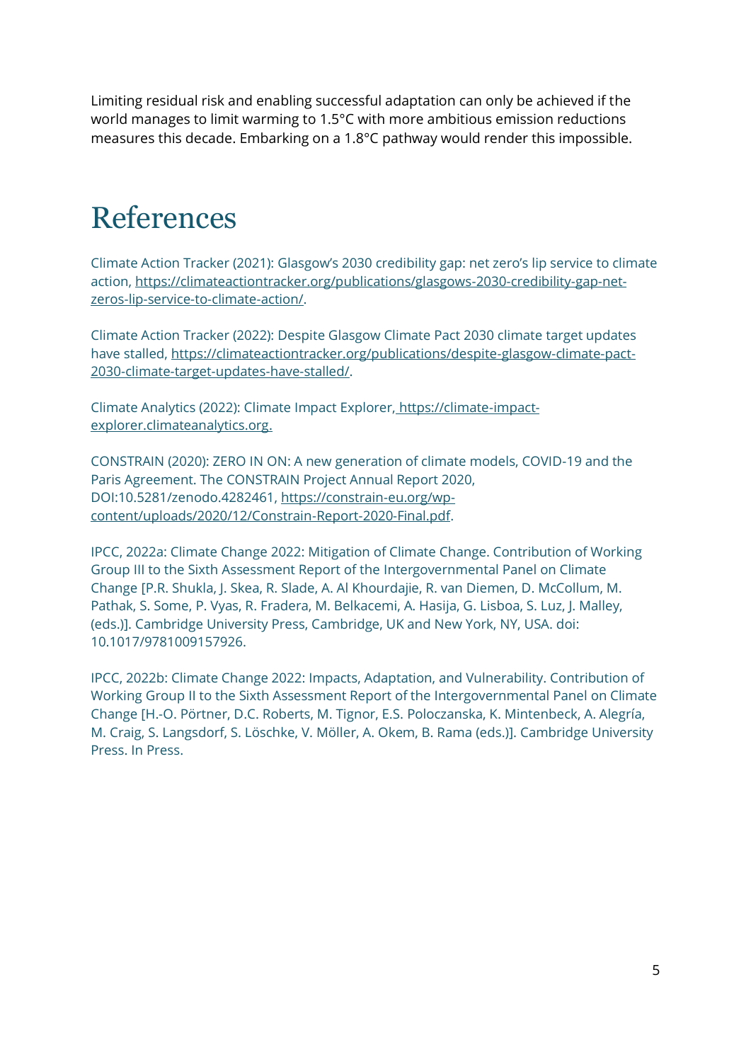Limiting residual risk and enabling successful adaptation can only be achieved if the world manages to limit warming to 1.5°C with more ambitious emission reductions measures this decade. Embarking on a 1.8°C pathway would render this impossible.

# References

Climate Action Tracker (2021): Glasgow's 2030 credibility gap: net zero's lip service to climate action, https://climateactiontracker.org/publications/glasgows-2030-credibility-gap-net-zeros-lip-service-to-climate-action/.

Climate Action Tracker (2022): Despite Glasgow Climate Pact 2030 climate target updates have stalled, https://climateactiontracker.org/publications/despite-glasgow-climate-pact-2030-climate-target-updates-have-stalled/.

Climate Analytics (2022): Climate Impact Explorer, https://climate-impact-explorer.climateanalytics.org.

CONSTRAIN (2020): ZERO IN ON: A new generation of climate models, COVID-19 and the Paris Agreement. The CONSTRAIN Project Annual Report 2020, DOI:10.5281/zenodo.4282461, https://constrain-eu.org/wp-content/uploads/2020/12/Constrain-Report-2020-Final.pdf.

IPCC, 2022a: Climate Change 2022: Mitigation of Climate Change. Contribution of Working Group III to the Sixth Assessment Report of the Intergovernmental Panel on Climate Change [P.R. Shukla, J. Skea, R. Slade, A. Al Khourdajie, R. van Diemen, D. McCollum, M. Pathak, S. Some, P. Vyas, R. Fradera, M. Belkacemi, A. Hasija, G. Lisboa, S. Luz, J. Malley, (eds.)]. Cambridge University Press, Cambridge, UK and New York, NY, USA. doi: 10.1017/9781009157926.

IPCC, 2022b: Climate Change 2022: Impacts, Adaptation, and Vulnerability. Contribution of Working Group II to the Sixth Assessment Report of the Intergovernmental Panel on Climate Change [H.-O. Pörtner, D.C. Roberts, M. Tignor, E.S. Poloczanska, K. Mintenbeck, A. Alegría, M. Craig, S. Langsdorf, S. Löschke, V. Möller, A. Okem, B. Rama (eds.)]. Cambridge University Press. In Press.